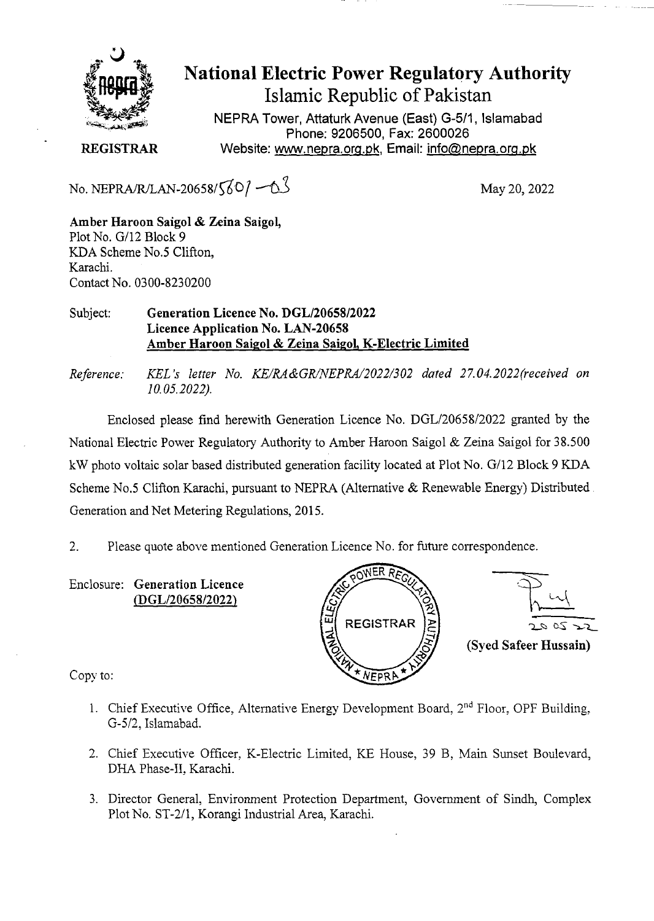# National Electric Power Regulatory Authority
## Islamic Republic of Pakistan

NEPRA Tower, Attaturk Avenue (East) G-5/1, Islamabad
Phone: 9206500, Fax: 2600026
Website: www.nepra.org.pk, Email: info@nepra.org.pk

**REGISTRAR**

No. NEPRA/R/LAN-20658/5601-03

May 20, 2022

**Amber Haroon Saigol & Zeina Saigol,**
Plot No. G/12 Block 9
KDA Scheme No.5 Clifton,
Karachi.
Contact No. 0300-8230200

Subject: **Generation Licence No. DGL/20658/2022**
**Licence Application No. LAN-20658**
**Amber Haroon Saigol & Zeina Saigol, K-Electric Limited**

*Reference: KEL's letter No. KE/RA&GR/NEPRA/2022/302 dated 27.04.2022(received on 10.05.2022).*

Enclosed please find herewith Generation Licence No. DGL/20658/2022 granted by the National Electric Power Regulatory Authority to Amber Haroon Saigol & Zeina Saigol for 38.500 kW photo voltaic solar based distributed generation facility located at Plot No. G/12 Block 9 KDA Scheme No.5 Clifton Karachi, pursuant to NEPRA (Alternative & Renewable Energy) Distributed Generation and Net Metering Regulations, 2015.

2. Please quote above mentioned Generation Licence No. for future correspondence.

Enclosure: **Generation Licence (DGL/20658/2022)**

20 05 22
**(Syed Safeer Hussain)**

Copy to:

1. Chief Executive Office, Alternative Energy Development Board, 2nd Floor, OPF Building, G-5/2, Islamabad.
2. Chief Executive Officer, K-Electric Limited, KE House, 39 B, Main Sunset Boulevard, DHA Phase-II, Karachi.
3. Director General, Environment Protection Department, Government of Sindh, Complex Plot No. ST-2/1, Korangi Industrial Area, Karachi.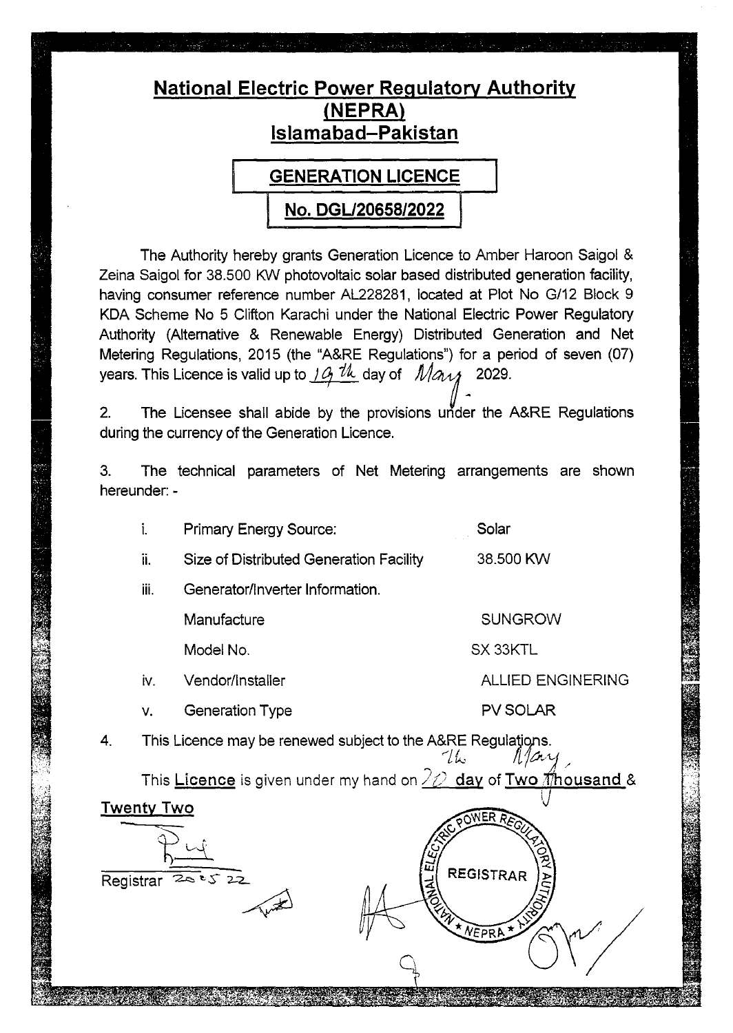# National Electric Power Regulatory Authority (NEPRA) Islamabad–Pakistan

## GENERATION LICENCE

## No. DGL/20658/2022

The Authority hereby grants Generation Licence to Amber Haroon Saigol & Zeina Saigol for 38.500 KW photovoltaic solar based distributed generation facility, having consumer reference number AL228281, located at Plot No G/12 Block 9 KDA Scheme No 5 Clifton Karachi under the National Electric Power Regulatory Authority (Alternative & Renewable Energy) Distributed Generation and Net Metering Regulations, 2015 (the "A&RE Regulations") for a period of seven (07) years. This Licence is valid up to 19th day of May 2029.

2. The Licensee shall abide by the provisions under the A&RE Regulations during the currency of the Generation Licence.

3. The technical parameters of Net Metering arrangements are shown hereunder: -

| | | |
|---|---|---|
| i. | Primary Energy Source: | Solar |
| ii. | Size of Distributed Generation Facility | 38.500 KW |
| iii. | Generator/Inverter Information. | |
| | Manufacture | SUNGROW |
| | Model No. | SX 33KTL |
| iv. | Vendor/Installer | ALLIED ENGINERING |
| v. | Generation Type | PV SOLAR |

4. This Licence may be renewed subject to the A&RE Regulations.

This **Licence** is given under my hand on 20th **day** of **Two Thousand & Twenty Two**

Registrar 20.5.22

REGISTRAR
NATIONAL ELECTRIC POWER REGULATORY AUTHORITY
NEPRA